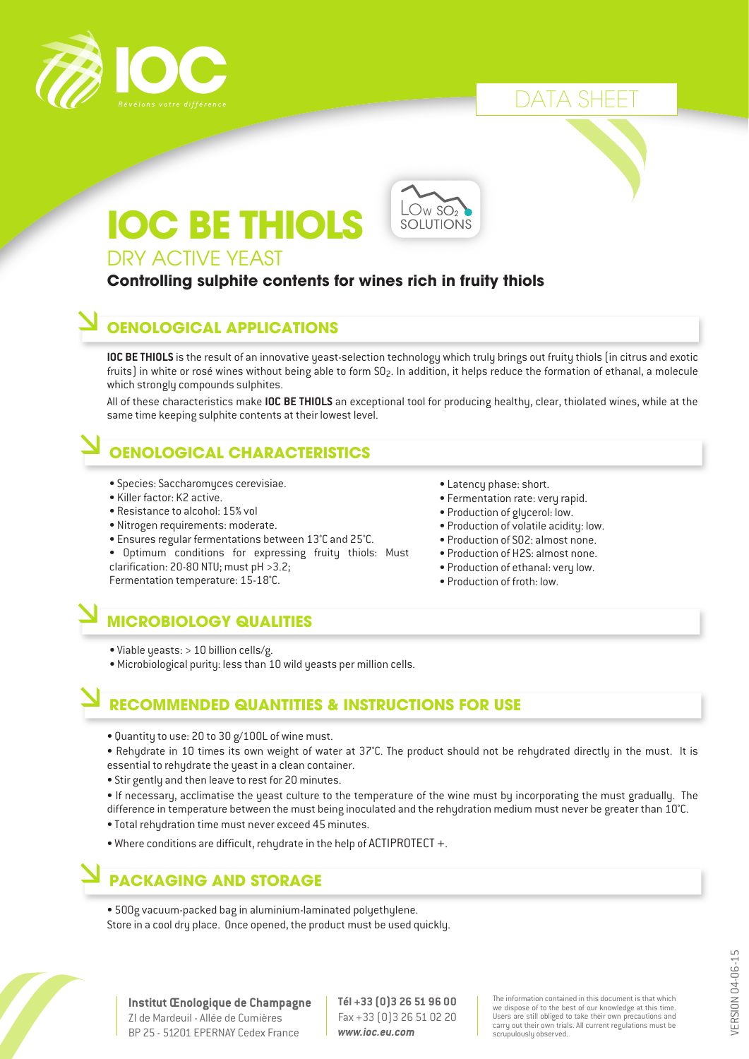IOC

Révélons votre différence

DATA SHEET

# IOC BE THIOLS

LOW $SO_2$ SOLUTIONS

## DRY ACTIVE YEAST

**Controlling sulphite contents for wines rich in fruity thiols**

## OENOLOGICAL APPLICATIONS

**IOC BE THIOLS** is the result of an innovative yeast-selection technology which truly brings out fruity thiols (in citrus and exotic fruits) in white or rosé wines without being able to form $SO_2$. In addition, it helps reduce the formation of ethanal, a molecule which strongly compounds sulphites.

All of these characteristics make **IOC BE THIOLS** an exceptional tool for producing healthy, clear, thiolated wines, while at the same time keeping sulphite contents at their lowest level.

## OENOLOGICAL CHARACTERISTICS

- Species: Saccharomyces cerevisiae.
- Killer factor: K2 active.
- Resistance to alcohol: 15% vol
- Nitrogen requirements: moderate.
- Ensures regular fermentations between 13°C and 25°C.
- Optimum conditions for expressing fruity thiols: Must clarification: 20-80 NTU; must pH >3.2; Fermentation temperature: 15-18°C.
- Latency phase: short.
- Fermentation rate: very rapid.
- Production of glycerol: low.
- Production of volatile acidity: low.
- Production of S02: almost none.
- Production of H2S: almost none.
- Production of ethanal: very low.
- Production of froth: low.

## MICROBIOLOGY QUALITIES

- Viable yeasts: > 10 billion cells/g.
- Microbiological purity: less than 10 wild yeasts per million cells.

## RECOMMENDED QUANTITIES & INSTRUCTIONS FOR USE

- Quantity to use: 20 to 30 g/100L of wine must.
- Rehydrate in 10 times its own weight of water at 37°C. The product should not be rehydrated directly in the must. It is essential to rehydrate the yeast in a clean container.
- Stir gently and then leave to rest for 20 minutes.
- If necessary, acclimatise the yeast culture to the temperature of the wine must by incorporating the must gradually. The difference in temperature between the must being inoculated and the rehydration medium must never be greater than 10°C.
- Total rehydration time must never exceed 45 minutes.
- Where conditions are difficult, rehydrate in the help of ACTIPROTECT +.

## PACKAGING AND STORAGE

- 500g vacuum-packed bag in aluminium-laminated polyethylene.

Store in a cool dry place. Once opened, the product must be used quickly.

**Institut Œnologique de Champagne**
ZI de Mardeuil - Allée de Cumières
BP 25 - 51201 EPERNAY Cedex France

**Tél +33 (0)3 26 51 96 00**
Fax +33 (0)3 26 51 02 20
***www.ioc.eu.com***

The information contained in this document is that which we dispose of to the best of our knowledge at this time. Users are still obliged to take their own precautions and carry out their own trials. All current regulations must be scrupulously observed.

VERSION 04-06-15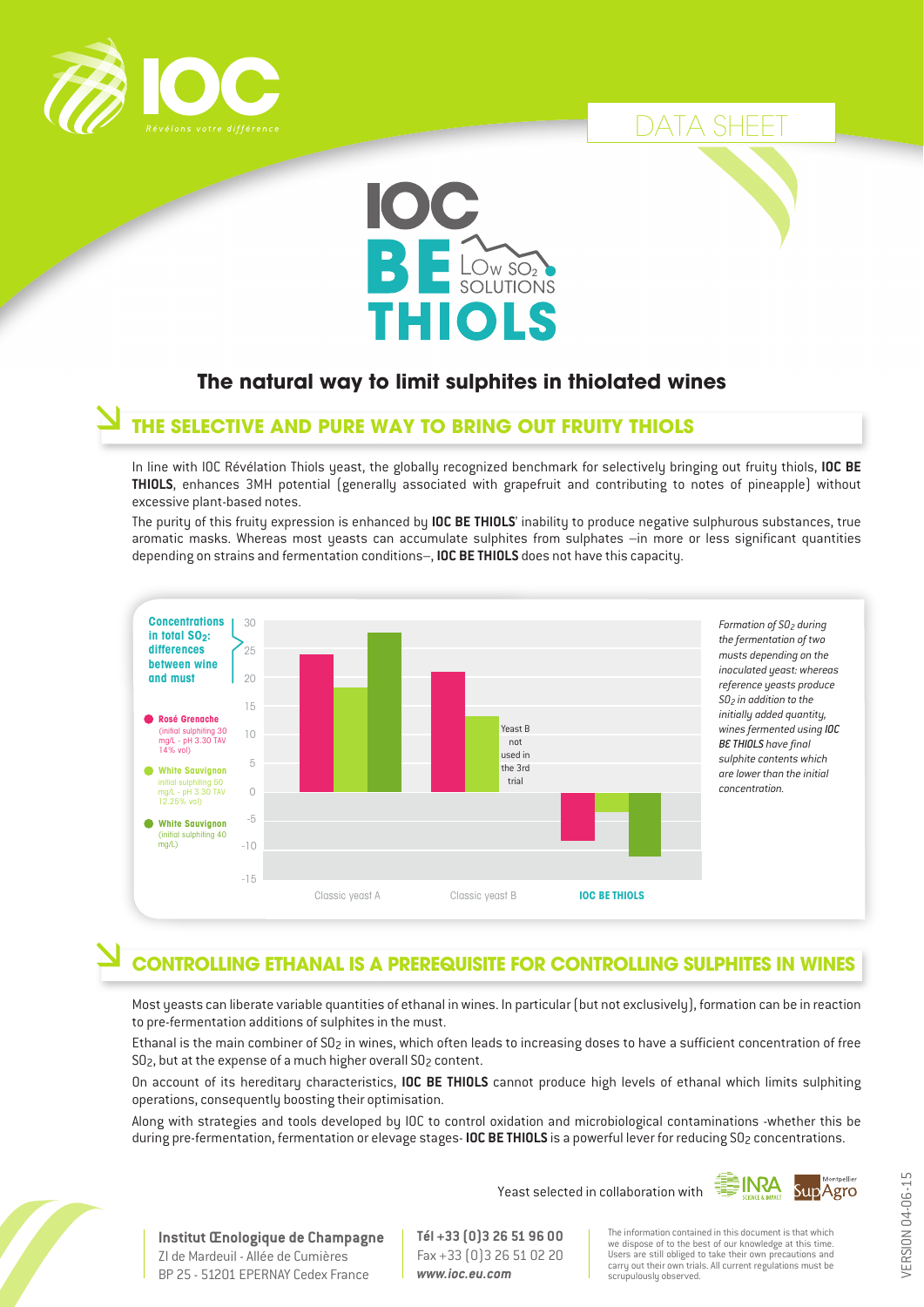DATA SHEET

# IOC BE THIOLS

LOw $SO_2$ SOLUTIONS

## The natural way to limit sulphites in thiolated wines

## THE SELECTIVE AND PURE WAY TO BRING OUT FRUITY THIOLS

In line with IOC Révélation Thiols yeast, the globally recognized benchmark for selectively bringing out fruity thiols, **IOC BE THIOLS**, enhances 3MH potential (generally associated with grapefruit and contributing to notes of pineapple) without excessive plant-based notes.

The purity of this fruity expression is enhanced by **IOC BE THIOLS**' inability to produce negative sulphurous substances, true aromatic masks. Whereas most yeasts can accumulate sulphites from sulphates –in more or less significant quantities depending on strains and fermentation conditions–, **IOC BE THIOLS** does not have this capacity.

**Concentrations in total $SO_2$: differences between wine and must**

**Rosé Grenache** (initial sulphiting 30 mg/L - pH 3.30 TAV 14% vol)

**White Sauvignon** (initial sulphiting 50 mg/L - pH 3.30 TAV 12.25% vol)

**White Sauvignon** (initial sulphiting 40 mg/L)

30 25 20 15 10 5 0 -5 -10 -15

Yeast B not used in the 3rd trial

Classic yeast A Classic yeast B **IOC BE THIOLS**

*Formation of $SO_2$ during the fermentation of two musts depending on the inoculated yeast: whereas reference yeasts produce $SO_2$ in addition to the initially added quantity, wines fermented using **IOC BE THIOLS** have final sulphite contents which are lower than the initial concentration.*

## CONTROLLING ETHANAL IS A PREREQUISITE FOR CONTROLLING SULPHITES IN WINES

Most yeasts can liberate variable quantities of ethanal in wines. In particular (but not exclusively), formation can be in reaction to pre-fermentation additions of sulphites in the must.

Ethanal is the main combiner of $SO_2$ in wines, which often leads to increasing doses to have a sufficient concentration of free $SO_2$, but at the expense of a much higher overall $SO_2$ content.

On account of its hereditary characteristics, **IOC BE THIOLS** cannot produce high levels of ethanal which limits sulphiting operations, consequently boosting their optimisation.

Along with strategies and tools developed by IOC to control oxidation and microbiological contaminations -whether this be during pre-fermentation, fermentation or elevage stages- **IOC BE THIOLS** is a powerful lever for reducing $SO_2$ concentrations.

Yeast selected in collaboration with INRA, Montpellier SupAgro

**Institut Œnologique de Champagne**
ZI de Mardeuil - Allée de Cumières
BP 25 - 51201 EPERNAY Cedex France

**Tél +33 (0)3 26 51 96 00**
Fax +33 (0)3 26 51 02 20
***www.ioc.eu.com***

The information contained in this document is that which we dispose of to the best of our knowledge at this time. Users are still obliged to take their own precautions and carry out their own trials. All current regulations must be scrupulously observed.

VERSION 04-06-15